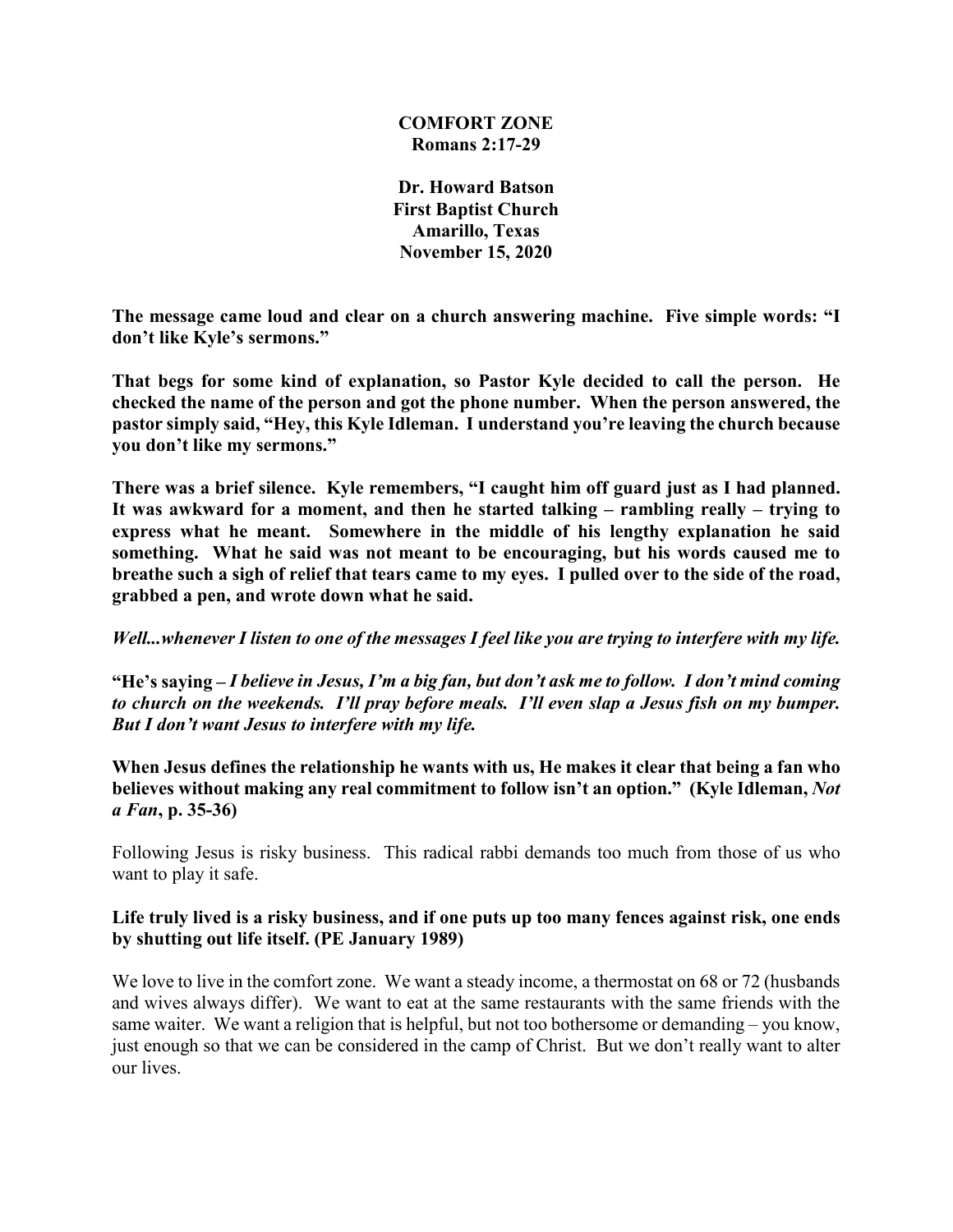# COMFORT ZONE
## Romans 2:17-29

**Dr. Howard Batson**
**First Baptist Church**
**Amarillo, Texas**
**November 15, 2020**

**The message came loud and clear on a church answering machine. Five simple words: "I don't like Kyle's sermons."**

**That begs for some kind of explanation, so Pastor Kyle decided to call the person. He checked the name of the person and got the phone number. When the person answered, the pastor simply said, "Hey, this Kyle Idleman. I understand you're leaving the church because you don't like my sermons."**

**There was a brief silence. Kyle remembers, "I caught him off guard just as I had planned. It was awkward for a moment, and then he started talking – rambling really – trying to express what he meant. Somewhere in the middle of his lengthy explanation he said something. What he said was not meant to be encouraging, but his words caused me to breathe such a sigh of relief that tears came to my eyes. I pulled over to the side of the road, grabbed a pen, and wrote down what he said.**

***Well...whenever I listen to one of the messages I feel like you are trying to interfere with my life.***

**"He's saying –** ***I believe in Jesus, I'm a big fan, but don't ask me to follow. I don't mind coming to church on the weekends. I'll pray before meals. I'll even slap a Jesus fish on my bumper. But I don't want Jesus to interfere with my life.***

**When Jesus defines the relationship he wants with us, He makes it clear that being a fan who believes without making any real commitment to follow isn't an option." (Kyle Idleman,** ***Not a Fan*****, p. 35-36)**

Following Jesus is risky business. This radical rabbi demands too much from those of us who want to play it safe.

**Life truly lived is a risky business, and if one puts up too many fences against risk, one ends by shutting out life itself. (PE January 1989)**

We love to live in the comfort zone. We want a steady income, a thermostat on 68 or 72 (husbands and wives always differ). We want to eat at the same restaurants with the same friends with the same waiter. We want a religion that is helpful, but not too bothersome or demanding – you know, just enough so that we can be considered in the camp of Christ. But we don't really want to alter our lives.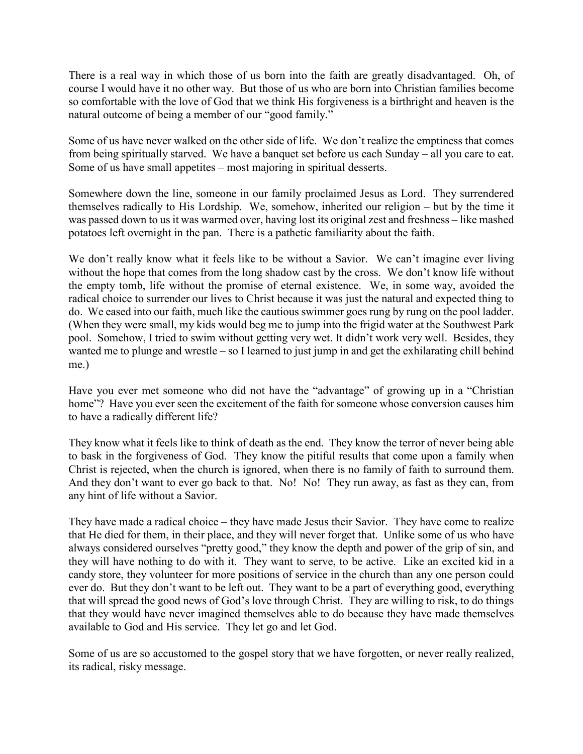There is a real way in which those of us born into the faith are greatly disadvantaged. Oh, of course I would have it no other way. But those of us who are born into Christian families become so comfortable with the love of God that we think His forgiveness is a birthright and heaven is the natural outcome of being a member of our "good family."

Some of us have never walked on the other side of life. We don't realize the emptiness that comes from being spiritually starved. We have a banquet set before us each Sunday – all you care to eat. Some of us have small appetites – most majoring in spiritual desserts.

Somewhere down the line, someone in our family proclaimed Jesus as Lord. They surrendered themselves radically to His Lordship. We, somehow, inherited our religion – but by the time it was passed down to us it was warmed over, having lost its original zest and freshness – like mashed potatoes left overnight in the pan. There is a pathetic familiarity about the faith.

We don't really know what it feels like to be without a Savior. We can't imagine ever living without the hope that comes from the long shadow cast by the cross. We don't know life without the empty tomb, life without the promise of eternal existence. We, in some way, avoided the radical choice to surrender our lives to Christ because it was just the natural and expected thing to do. We eased into our faith, much like the cautious swimmer goes rung by rung on the pool ladder. (When they were small, my kids would beg me to jump into the frigid water at the Southwest Park pool. Somehow, I tried to swim without getting very wet. It didn't work very well. Besides, they wanted me to plunge and wrestle – so I learned to just jump in and get the exhilarating chill behind me.)

Have you ever met someone who did not have the "advantage" of growing up in a "Christian home"? Have you ever seen the excitement of the faith for someone whose conversion causes him to have a radically different life?

They know what it feels like to think of death as the end. They know the terror of never being able to bask in the forgiveness of God. They know the pitiful results that come upon a family when Christ is rejected, when the church is ignored, when there is no family of faith to surround them. And they don't want to ever go back to that. No! No! They run away, as fast as they can, from any hint of life without a Savior.

They have made a radical choice – they have made Jesus their Savior. They have come to realize that He died for them, in their place, and they will never forget that. Unlike some of us who have always considered ourselves "pretty good," they know the depth and power of the grip of sin, and they will have nothing to do with it. They want to serve, to be active. Like an excited kid in a candy store, they volunteer for more positions of service in the church than any one person could ever do. But they don't want to be left out. They want to be a part of everything good, everything that will spread the good news of God's love through Christ. They are willing to risk, to do things that they would have never imagined themselves able to do because they have made themselves available to God and His service. They let go and let God.

Some of us are so accustomed to the gospel story that we have forgotten, or never really realized, its radical, risky message.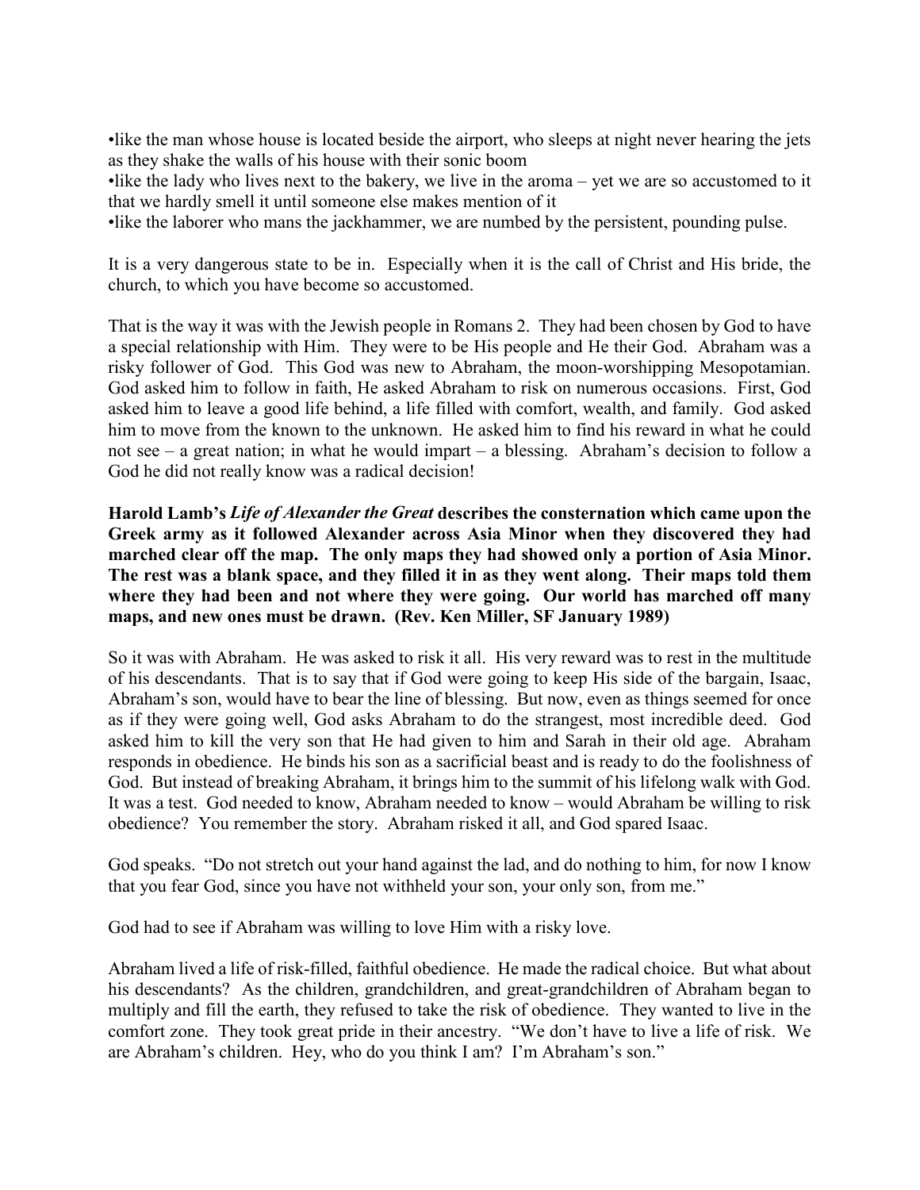•like the man whose house is located beside the airport, who sleeps at night never hearing the jets as they shake the walls of his house with their sonic boom
•like the lady who lives next to the bakery, we live in the aroma – yet we are so accustomed to it that we hardly smell it until someone else makes mention of it
•like the laborer who mans the jackhammer, we are numbed by the persistent, pounding pulse.

It is a very dangerous state to be in. Especially when it is the call of Christ and His bride, the church, to which you have become so accustomed.

That is the way it was with the Jewish people in Romans 2. They had been chosen by God to have a special relationship with Him. They were to be His people and He their God. Abraham was a risky follower of God. This God was new to Abraham, the moon-worshipping Mesopotamian. God asked him to follow in faith, He asked Abraham to risk on numerous occasions. First, God asked him to leave a good life behind, a life filled with comfort, wealth, and family. God asked him to move from the known to the unknown. He asked him to find his reward in what he could not see – a great nation; in what he would impart – a blessing. Abraham's decision to follow a God he did not really know was a radical decision!

**Harold Lamb's *Life of Alexander the Great* describes the consternation which came upon the Greek army as it followed Alexander across Asia Minor when they discovered they had marched clear off the map. The only maps they had showed only a portion of Asia Minor. The rest was a blank space, and they filled it in as they went along. Their maps told them where they had been and not where they were going. Our world has marched off many maps, and new ones must be drawn. (Rev. Ken Miller, SF January 1989)**

So it was with Abraham. He was asked to risk it all. His very reward was to rest in the multitude of his descendants. That is to say that if God were going to keep His side of the bargain, Isaac, Abraham's son, would have to bear the line of blessing. But now, even as things seemed for once as if they were going well, God asks Abraham to do the strangest, most incredible deed. God asked him to kill the very son that He had given to him and Sarah in their old age. Abraham responds in obedience. He binds his son as a sacrificial beast and is ready to do the foolishness of God. But instead of breaking Abraham, it brings him to the summit of his lifelong walk with God. It was a test. God needed to know, Abraham needed to know – would Abraham be willing to risk obedience? You remember the story. Abraham risked it all, and God spared Isaac.

God speaks. "Do not stretch out your hand against the lad, and do nothing to him, for now I know that you fear God, since you have not withheld your son, your only son, from me."

God had to see if Abraham was willing to love Him with a risky love.

Abraham lived a life of risk-filled, faithful obedience. He made the radical choice. But what about his descendants? As the children, grandchildren, and great-grandchildren of Abraham began to multiply and fill the earth, they refused to take the risk of obedience. They wanted to live in the comfort zone. They took great pride in their ancestry. "We don't have to live a life of risk. We are Abraham's children. Hey, who do you think I am? I'm Abraham's son."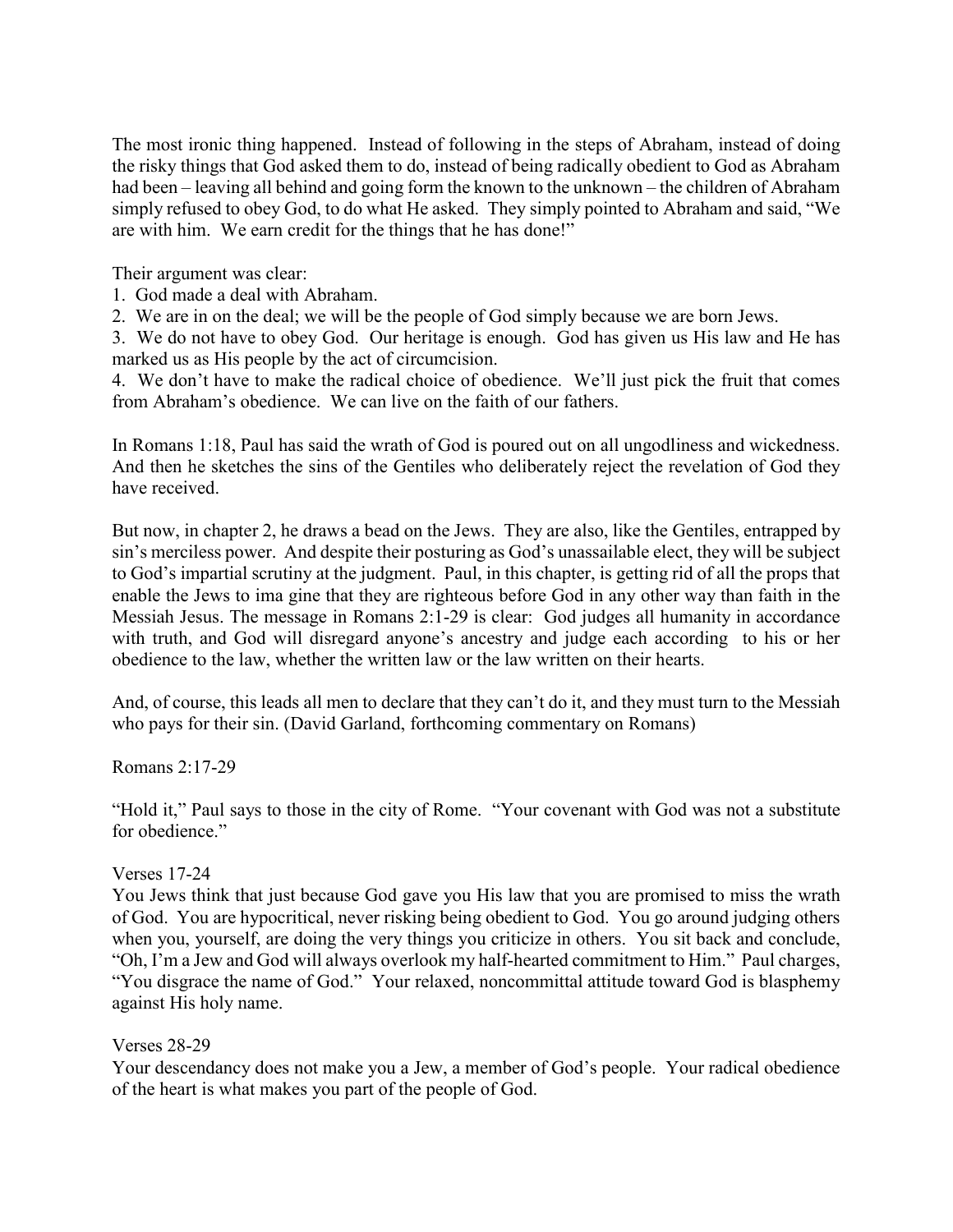The most ironic thing happened. Instead of following in the steps of Abraham, instead of doing the risky things that God asked them to do, instead of being radically obedient to God as Abraham had been – leaving all behind and going form the known to the unknown – the children of Abraham simply refused to obey God, to do what He asked. They simply pointed to Abraham and said, "We are with him. We earn credit for the things that he has done!"

Their argument was clear:

1. God made a deal with Abraham.
2. We are in on the deal; we will be the people of God simply because we are born Jews.
3. We do not have to obey God. Our heritage is enough. God has given us His law and He has marked us as His people by the act of circumcision.
4. We don't have to make the radical choice of obedience. We'll just pick the fruit that comes from Abraham's obedience. We can live on the faith of our fathers.

In Romans 1:18, Paul has said the wrath of God is poured out on all ungodliness and wickedness. And then he sketches the sins of the Gentiles who deliberately reject the revelation of God they have received.

But now, in chapter 2, he draws a bead on the Jews. They are also, like the Gentiles, entrapped by sin's merciless power. And despite their posturing as God's unassailable elect, they will be subject to God's impartial scrutiny at the judgment. Paul, in this chapter, is getting rid of all the props that enable the Jews to ima gine that they are righteous before God in any other way than faith in the Messiah Jesus. The message in Romans 2:1-29 is clear: God judges all humanity in accordance with truth, and God will disregard anyone's ancestry and judge each according to his or her obedience to the law, whether the written law or the law written on their hearts.

And, of course, this leads all men to declare that they can't do it, and they must turn to the Messiah who pays for their sin. (David Garland, forthcoming commentary on Romans)

Romans 2:17-29

"Hold it," Paul says to those in the city of Rome. "Your covenant with God was not a substitute for obedience."

Verses 17-24
You Jews think that just because God gave you His law that you are promised to miss the wrath of God. You are hypocritical, never risking being obedient to God. You go around judging others when you, yourself, are doing the very things you criticize in others. You sit back and conclude, "Oh, I'm a Jew and God will always overlook my half-hearted commitment to Him." Paul charges, "You disgrace the name of God." Your relaxed, noncommittal attitude toward God is blasphemy against His holy name.

Verses 28-29
Your descendancy does not make you a Jew, a member of God's people. Your radical obedience of the heart is what makes you part of the people of God.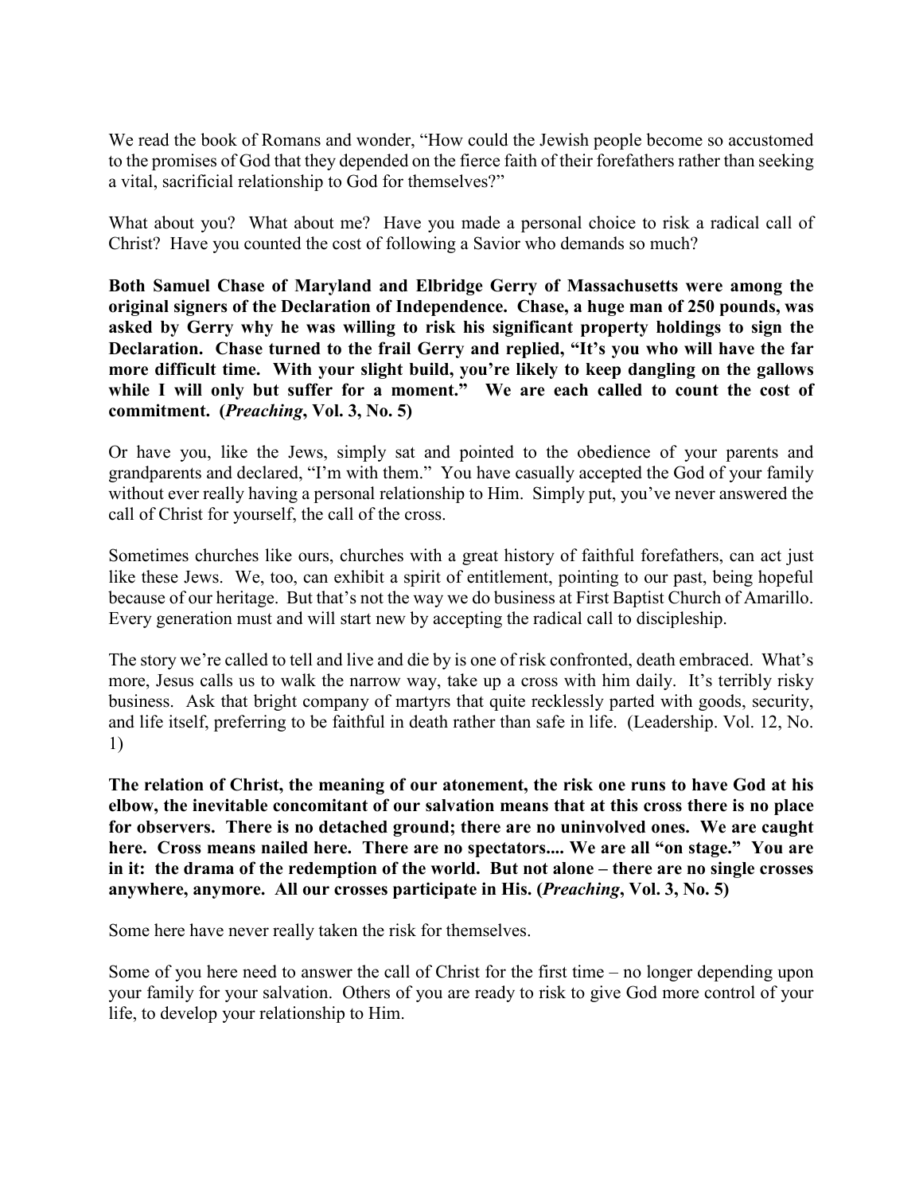We read the book of Romans and wonder, "How could the Jewish people become so accustomed to the promises of God that they depended on the fierce faith of their forefathers rather than seeking a vital, sacrificial relationship to God for themselves?"

What about you? What about me? Have you made a personal choice to risk a radical call of Christ? Have you counted the cost of following a Savior who demands so much?

**Both Samuel Chase of Maryland and Elbridge Gerry of Massachusetts were among the original signers of the Declaration of Independence. Chase, a huge man of 250 pounds, was asked by Gerry why he was willing to risk his significant property holdings to sign the Declaration. Chase turned to the frail Gerry and replied, "It's you who will have the far more difficult time. With your slight build, you're likely to keep dangling on the gallows while I will only but suffer for a moment." We are each called to count the cost of commitment. (*Preaching*, Vol. 3, No. 5)**

Or have you, like the Jews, simply sat and pointed to the obedience of your parents and grandparents and declared, "I'm with them." You have casually accepted the God of your family without ever really having a personal relationship to Him. Simply put, you've never answered the call of Christ for yourself, the call of the cross.

Sometimes churches like ours, churches with a great history of faithful forefathers, can act just like these Jews. We, too, can exhibit a spirit of entitlement, pointing to our past, being hopeful because of our heritage. But that's not the way we do business at First Baptist Church of Amarillo. Every generation must and will start new by accepting the radical call to discipleship.

The story we're called to tell and live and die by is one of risk confronted, death embraced. What's more, Jesus calls us to walk the narrow way, take up a cross with him daily. It's terribly risky business. Ask that bright company of martyrs that quite recklessly parted with goods, security, and life itself, preferring to be faithful in death rather than safe in life. (Leadership. Vol. 12, No. 1)

**The relation of Christ, the meaning of our atonement, the risk one runs to have God at his elbow, the inevitable concomitant of our salvation means that at this cross there is no place for observers. There is no detached ground; there are no uninvolved ones. We are caught here. Cross means nailed here. There are no spectators.... We are all "on stage." You are in it: the drama of the redemption of the world. But not alone – there are no single crosses anywhere, anymore. All our crosses participate in His. (*Preaching*, Vol. 3, No. 5)**

Some here have never really taken the risk for themselves.

Some of you here need to answer the call of Christ for the first time – no longer depending upon your family for your salvation. Others of you are ready to risk to give God more control of your life, to develop your relationship to Him.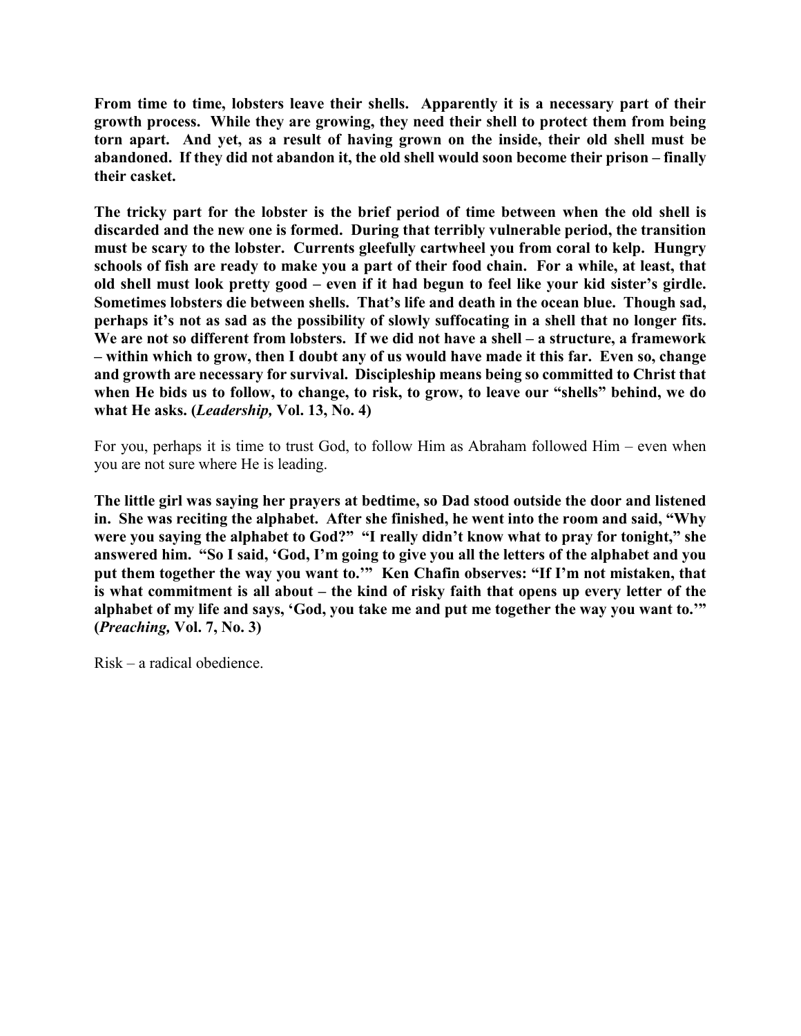**From time to time, lobsters leave their shells. Apparently it is a necessary part of their growth process. While they are growing, they need their shell to protect them from being torn apart. And yet, as a result of having grown on the inside, their old shell must be abandoned. If they did not abandon it, the old shell would soon become their prison – finally their casket.**

**The tricky part for the lobster is the brief period of time between when the old shell is discarded and the new one is formed. During that terribly vulnerable period, the transition must be scary to the lobster. Currents gleefully cartwheel you from coral to kelp. Hungry schools of fish are ready to make you a part of their food chain. For a while, at least, that old shell must look pretty good – even if it had begun to feel like your kid sister's girdle. Sometimes lobsters die between shells. That's life and death in the ocean blue. Though sad, perhaps it's not as sad as the possibility of slowly suffocating in a shell that no longer fits. We are not so different from lobsters. If we did not have a shell – a structure, a framework – within which to grow, then I doubt any of us would have made it this far. Even so, change and growth are necessary for survival. Discipleship means being so committed to Christ that when He bids us to follow, to change, to risk, to grow, to leave our "shells" behind, we do what He asks. (*Leadership,* Vol. 13, No. 4)**

For you, perhaps it is time to trust God, to follow Him as Abraham followed Him – even when you are not sure where He is leading.

**The little girl was saying her prayers at bedtime, so Dad stood outside the door and listened in. She was reciting the alphabet. After she finished, he went into the room and said, "Why were you saying the alphabet to God?" "I really didn't know what to pray for tonight," she answered him. "So I said, 'God, I'm going to give you all the letters of the alphabet and you put them together the way you want to.'" Ken Chafin observes: "If I'm not mistaken, that is what commitment is all about – the kind of risky faith that opens up every letter of the alphabet of my life and says, 'God, you take me and put me together the way you want to.'" (*Preaching,* Vol. 7, No. 3)**

Risk – a radical obedience.